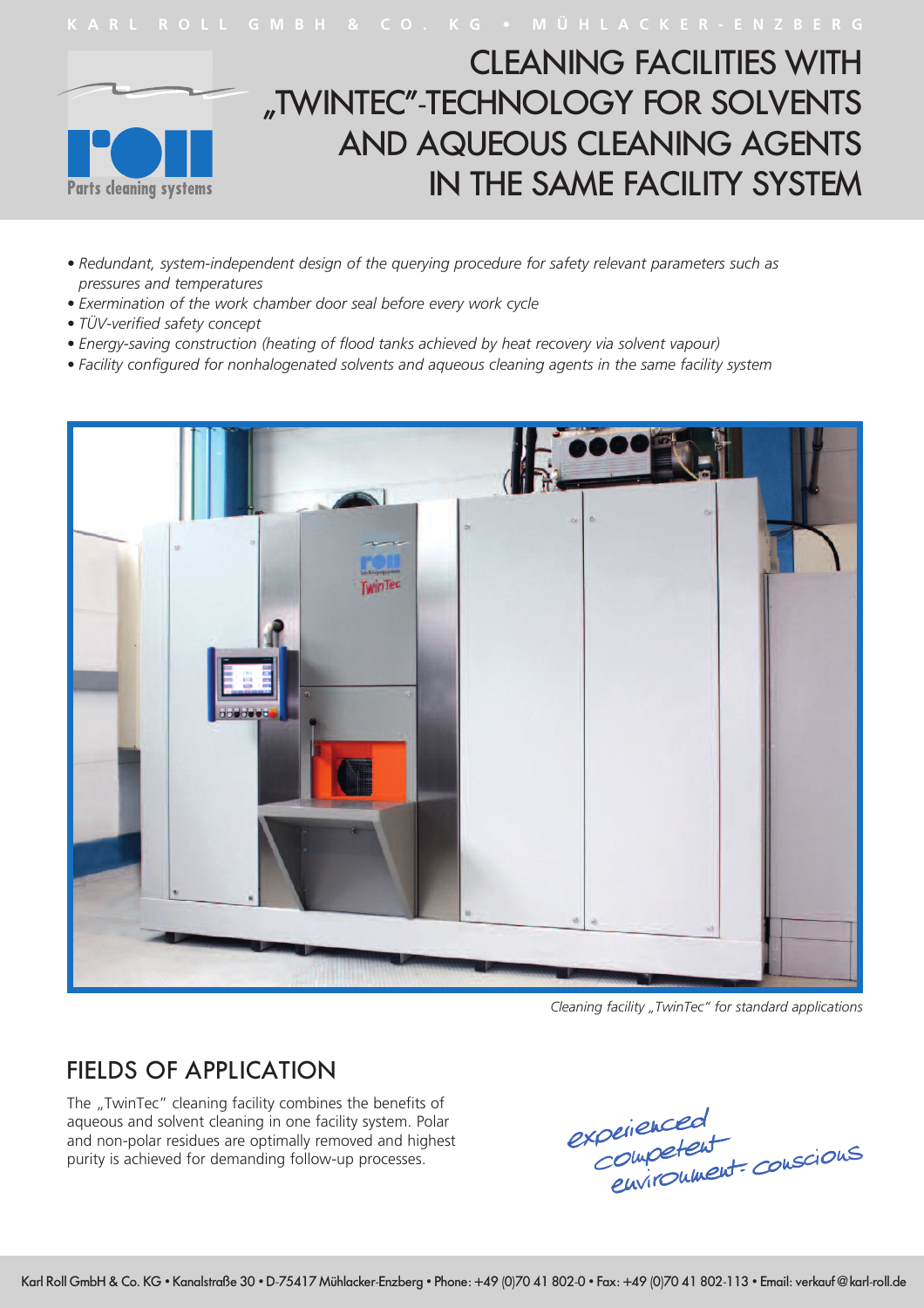KARL ROLL GMBH & CO. KG • MÜHLACKER-ENZBERG

Parts cleaning systems

# CLEANING FACILITIES WITH „TWINTEC"-TECHNOLOGY FOR SOLVENTS AND AQUEOUS CLEANING AGENTS IN THE SAME FACILITY SYSTEM

- *Redundant, system-independent design of the querying procedure for safety relevant parameters such as pressures and temperatures*
- *Exermination of the work chamber door seal before every work cycle*
- *TÜV-verified safety concept*
- *Energy-saving construction (heating of flood tanks achieved by heat recovery via solvent vapour)*
- *Facility configured for nonhalogenated solvents and aqueous cleaning agents in the same facility system*

*Cleaning facility „TwinTec" for standard applications*

## FIELDS OF APPLICATION

The „TwinTec" cleaning facility combines the benefits of aqueous and solvent cleaning in one facility system. Polar and non-polar residues are optimally removed and highest purity is achieved for demanding follow-up processes.

*experienced*
*competent*
*environment-conscious*

Karl Roll GmbH & Co. KG • Kanalstraße 30 • D-75417 Mühlacker-Enzberg • Phone: +49 (0)70 41 802-0 • Fax: +49 (0)70 41 802-113 • Email: verkauf@karl-roll.de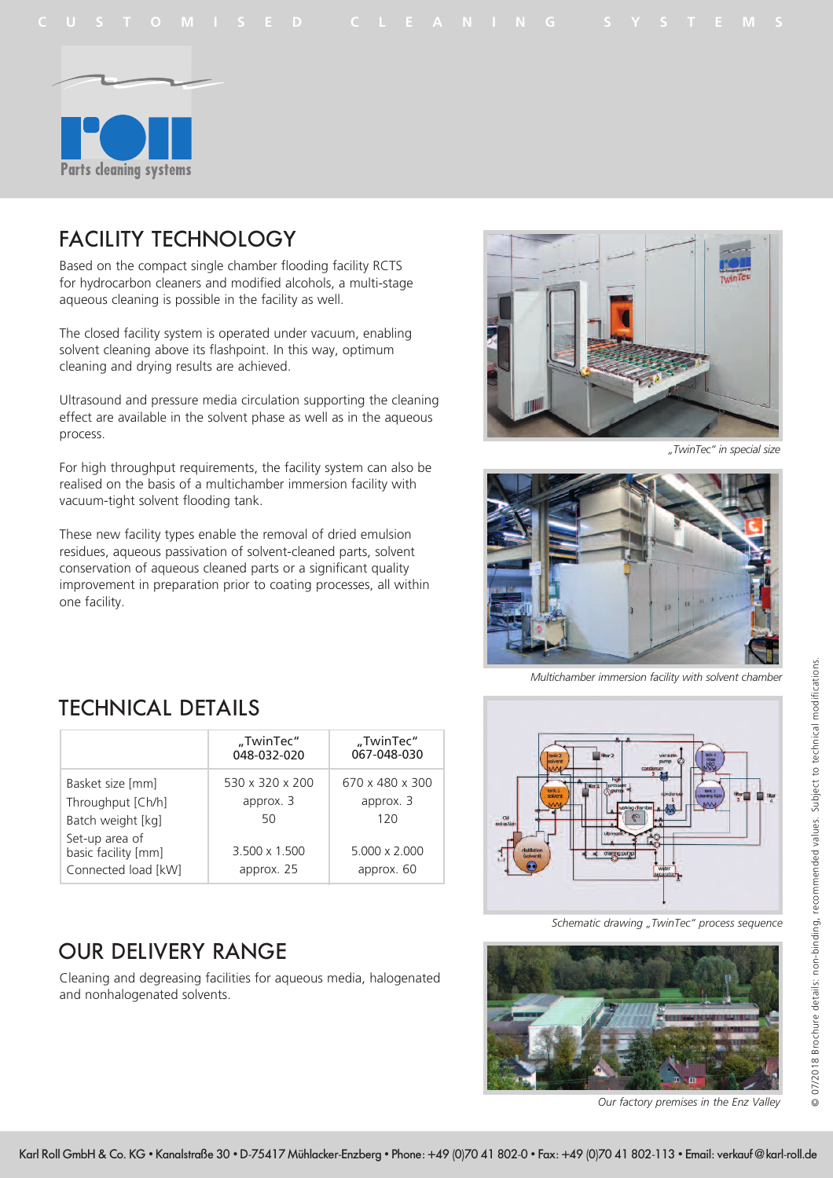## FACILITY TECHNOLOGY

Based on the compact single chamber flooding facility RCTS for hydrocarbon cleaners and modified alcohols, a multi-stage aqueous cleaning is possible in the facility as well.

The closed facility system is operated under vacuum, enabling solvent cleaning above its flashpoint. In this way, optimum cleaning and drying results are achieved.

Ultrasound and pressure media circulation supporting the cleaning effect are available in the solvent phase as well as in the aqueous process.

For high throughput requirements, the facility system can also be realised on the basis of a multichamber immersion facility with vacuum-tight solvent flooding tank.

These new facility types enable the removal of dried emulsion residues, aqueous passivation of solvent-cleaned parts, solvent conservation of aqueous cleaned parts or a significant quality improvement in preparation prior to coating processes, all within one facility.

*„TwinTec" in special size*

*Multichamber immersion facility with solvent chamber*

## TECHNICAL DETAILS

| | „TwinTec" 048-032-020 | „TwinTec" 067-048-030 |
|---|---|---|
| Basket size [mm] | 530 x 320 x 200 | 670 x 480 x 300 |
| Throughput [Ch/h] | approx. 3 | approx. 3 |
| Batch weight [kg] | 50 | 120 |
| Set-up area of basic facility [mm] | 3.500 x 1.500 | 5.000 x 2.000 |
| Connected load [kW] | approx. 25 | approx. 60 |

*Schematic drawing „TwinTec" process sequence*

## OUR DELIVERY RANGE

Cleaning and degreasing facilities for aqueous media, halogenated and nonhalogenated solvents.

*Our factory premises in the Enz Valley*

© 07/2018 Brochure details: non-binding, recommended values. Subject to technical modifications.

Karl Roll GmbH & Co. KG • Kanalstraße 30 • D-75417 Mühlacker-Enzberg • Phone: +49 (0)70 41 802-0 • Fax: +49 (0)70 41 802-113 • Email: verkauf@karl-roll.de